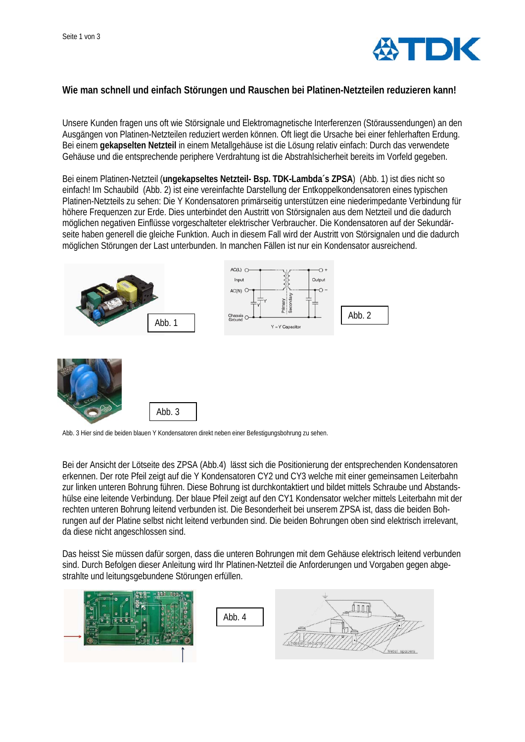## Wie man schnell und einfach Störungen und Rauschen bei Platinen-Netzteilen reduzieren kann!

Unsere Kunden fragen uns oft wie Störsignale und Elektromagnetische Interferenzen (Störaussendungen) an den Ausgängen von Platinen-Netzteilen reduziert werden können. Oft liegt die Ursache bei einer fehlerhaften Erdung. Bei einem **gekapselten Netzteil** in einem Metallgehäuse ist die Lösung relativ einfach: Durch das verwendete Gehäuse und die entsprechende periphere Verdrahtung ist die Abstrahlsicherheit bereits im Vorfeld gegeben.

Bei einem Platinen-Netzteil (**ungekapseltes Netzteil- Bsp. TDK-Lambda´s ZPSA**) (Abb. 1) ist dies nicht so einfach! Im Schaubild (Abb. 2) ist eine vereinfachte Darstellung der Entkoppelkondensatoren eines typischen Platinen-Netzteils zu sehen: Die Y Kondensatoren primärseitig unterstützen eine niederimpedante Verbindung für höhere Frequenzen zur Erde. Dies unterbindet den Austritt von Störsignalen aus dem Netzteil und die dadurch möglichen negativen Einflüsse vorgeschalteter elektrischer Verbraucher. Die Kondensatoren auf der Sekundärseite haben generell die gleiche Funktion. Auch in diesem Fall wird der Austritt von Störsignalen und die dadurch möglichen Störungen der Last unterbunden. In manchen Fällen ist nur ein Kondensator ausreichend.

Abb. 1

Abb. 2

Abb. 3

Abb. 3 Hier sind die beiden blauen Y Kondensatoren direkt neben einer Befestigungsbohrung zu sehen.

Bei der Ansicht der Lötseite des ZPSA (Abb.4) lässt sich die Positionierung der entsprechenden Kondensatoren erkennen. Der rote Pfeil zeigt auf die Y Kondensatoren CY2 und CY3 welche mit einer gemeinsamen Leiterbahn zur linken unteren Bohrung führen. Diese Bohrung ist durchkontaktiert und bildet mittels Schraube und Abstandshülse eine leitende Verbindung. Der blaue Pfeil zeigt auf den CY1 Kondensator welcher mittels Leiterbahn mit der rechten unteren Bohrung leitend verbunden ist. Die Besonderheit bei unserem ZPSA ist, dass die beiden Bohrungen auf der Platine selbst nicht leitend verbunden sind. Die beiden Bohrungen oben sind elektrisch irrelevant, da diese nicht angeschlossen sind.

Das heisst Sie müssen dafür sorgen, dass die unteren Bohrungen mit dem Gehäuse elektrisch leitend verbunden sind. Durch Befolgen dieser Anleitung wird Ihr Platinen-Netzteil die Anforderungen und Vorgaben gegen abgestrahlte und leitungsgebundene Störungen erfüllen.

Abb. 4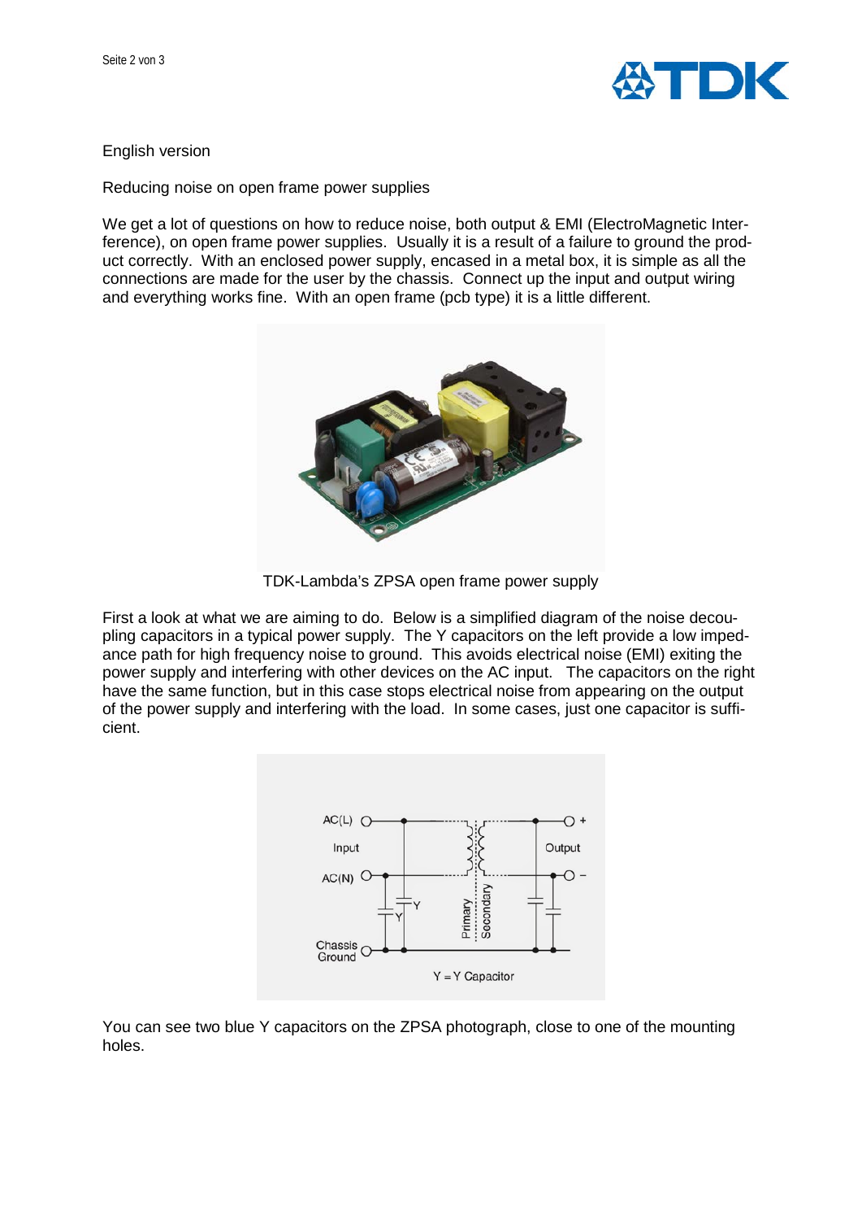English version

Reducing noise on open frame power supplies

We get a lot of questions on how to reduce noise, both output & EMI (ElectroMagnetic Interference), on open frame power supplies. Usually it is a result of a failure to ground the product correctly. With an enclosed power supply, encased in a metal box, it is simple as all the connections are made for the user by the chassis. Connect up the input and output wiring and everything works fine. With an open frame (pcb type) it is a little different.

TDK-Lambda's ZPSA open frame power supply

First a look at what we are aiming to do. Below is a simplified diagram of the noise decoupling capacitors in a typical power supply. The Y capacitors on the left provide a low impedance path for high frequency noise to ground. This avoids electrical noise (EMI) exiting the power supply and interfering with other devices on the AC input. The capacitors on the right have the same function, but in this case stops electrical noise from appearing on the output of the power supply and interfering with the load. In some cases, just one capacitor is sufficient.

Y = Y Capacitor

You can see two blue Y capacitors on the ZPSA photograph, close to one of the mounting holes.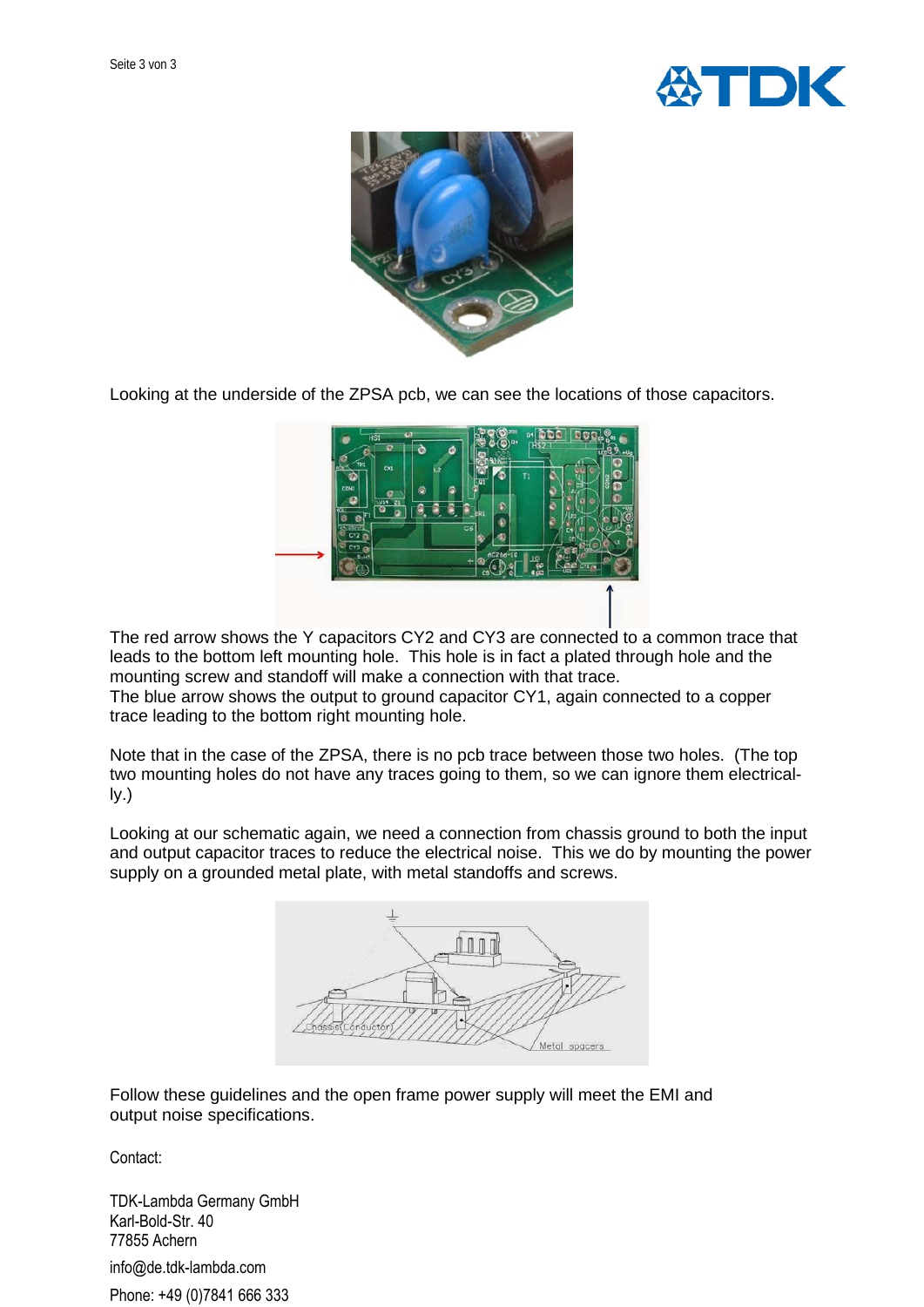Looking at the underside of the ZPSA pcb, we can see the locations of those capacitors.

The red arrow shows the Y capacitors CY2 and CY3 are connected to a common trace that leads to the bottom left mounting hole. This hole is in fact a plated through hole and the mounting screw and standoff will make a connection with that trace.
The blue arrow shows the output to ground capacitor CY1, again connected to a copper trace leading to the bottom right mounting hole.

Note that in the case of the ZPSA, there is no pcb trace between those two holes. (The top two mounting holes do not have any traces going to them, so we can ignore them electrically.)

Looking at our schematic again, we need a connection from chassis ground to both the input and output capacitor traces to reduce the electrical noise. This we do by mounting the power supply on a grounded metal plate, with metal standoffs and screws.

Chassis(Conductor)

Metal spacers

Follow these guidelines and the open frame power supply will meet the EMI and output noise specifications.

Contact:

TDK-Lambda Germany GmbH
Karl-Bold-Str. 40
77855 Achern

info@de.tdk-lambda.com

Phone: +49 (0)7841 666 333